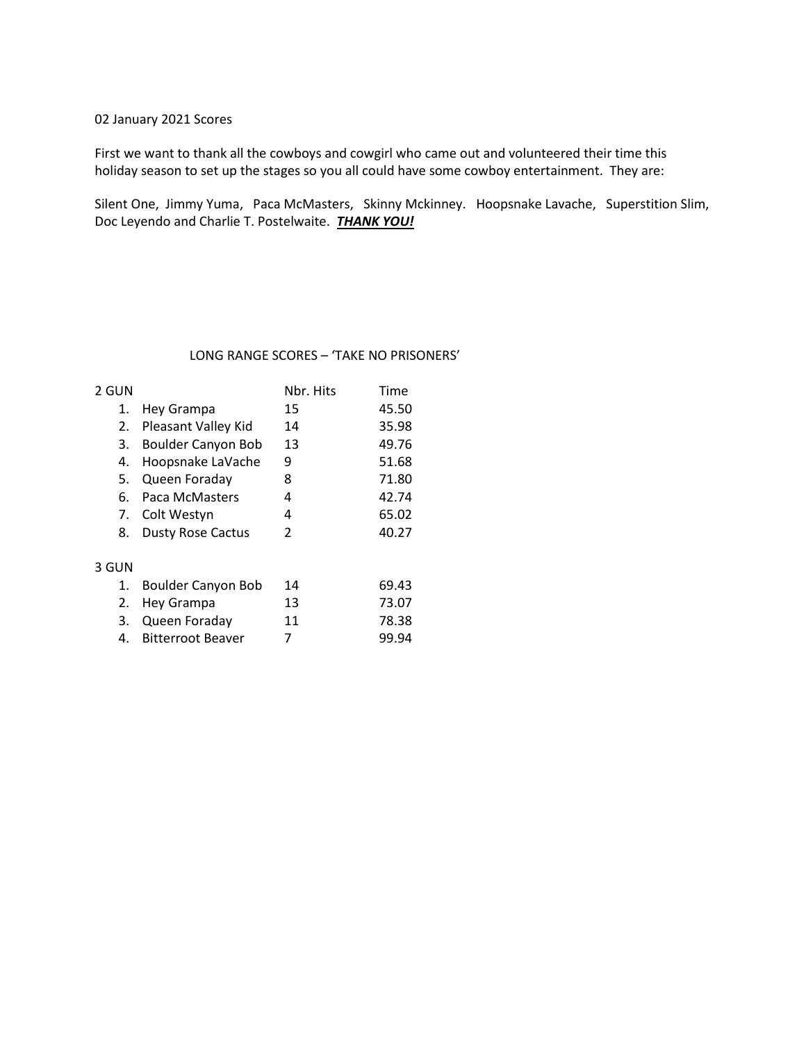02 January 2021 Scores

First we want to thank all the cowboys and cowgirl who came out and volunteered their time this holiday season to set up the stages so you all could have some cowboy entertainment. They are:

Silent One, Jimmy Yuma, Paca McMasters, Skinny Mckinney. Hoopsnake Lavache, Superstition Slim, Doc Leyendo and Charlie T. Postelwaite. ***<u>THANK YOU!</u>***

LONG RANGE SCORES – 'TAKE NO PRISONERS'

| 2 GUN | | Nbr. Hits | Time |
|---|---|---|---|
| 1. | Hey Grampa | 15 | 45.50 |
| 2. | Pleasant Valley Kid | 14 | 35.98 |
| 3. | Boulder Canyon Bob | 13 | 49.76 |
| 4. | Hoopsnake LaVache | 9 | 51.68 |
| 5. | Queen Foraday | 8 | 71.80 |
| 6. | Paca McMasters | 4 | 42.74 |
| 7. | Colt Westyn | 4 | 65.02 |
| 8. | Dusty Rose Cactus | 2 | 40.27 |

| 3 GUN | | Nbr. Hits | Time |
|---|---|---|---|
| 1. | Boulder Canyon Bob | 14 | 69.43 |
| 2. | Hey Grampa | 13 | 73.07 |
| 3. | Queen Foraday | 11 | 78.38 |
| 4. | Bitterroot Beaver | 7 | 99.94 |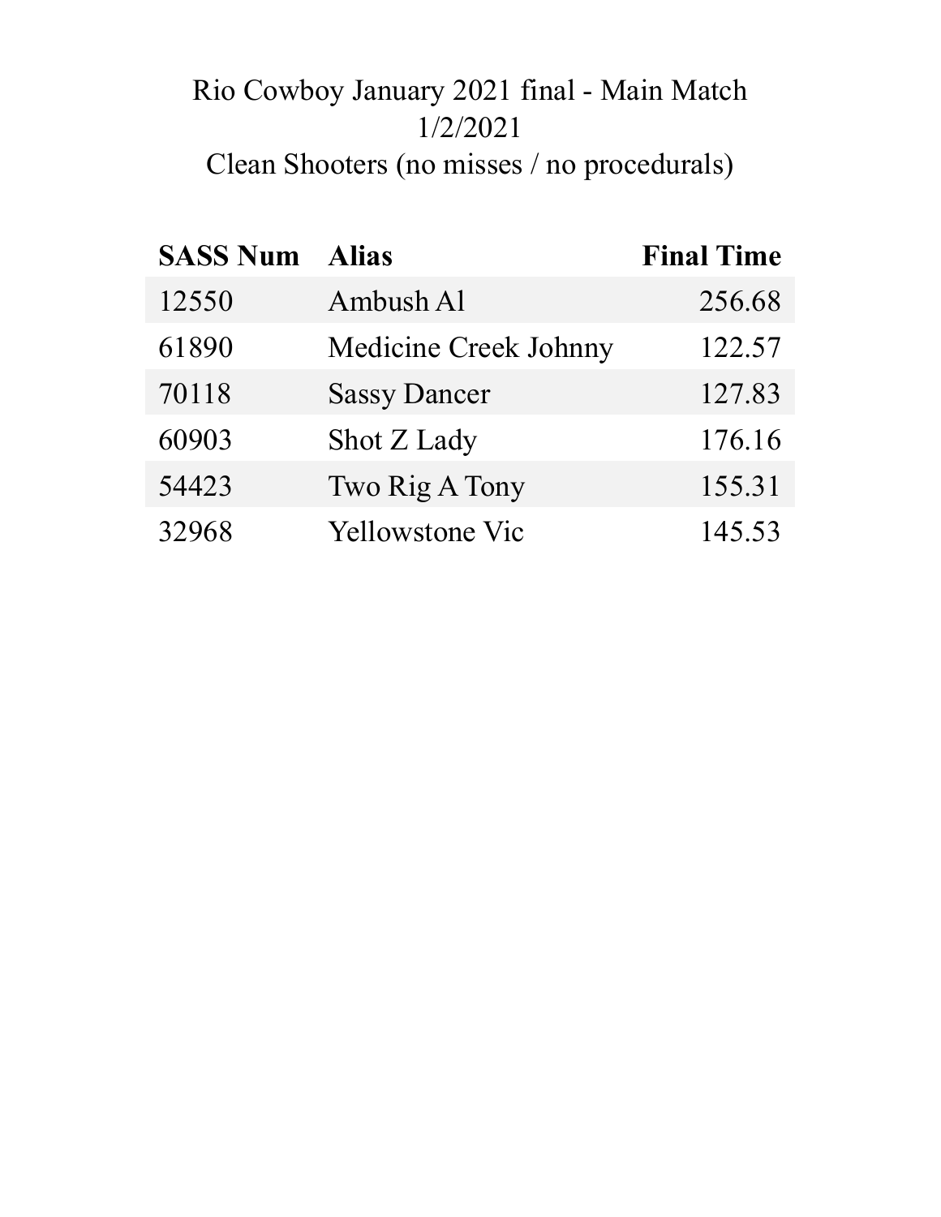# Rio Cowboy January 2021 final - Main Match

1/2/2021

Clean Shooters (no misses / no procedurals)

| SASS Num | Alias | Final Time |
| --- | --- | ---: |
| 12550 | Ambush Al | 256.68 |
| 61890 | Medicine Creek Johnny | 122.57 |
| 70118 | Sassy Dancer | 127.83 |
| 60903 | Shot Z Lady | 176.16 |
| 54423 | Two Rig A Tony | 155.31 |
| 32968 | Yellowstone Vic | 145.53 |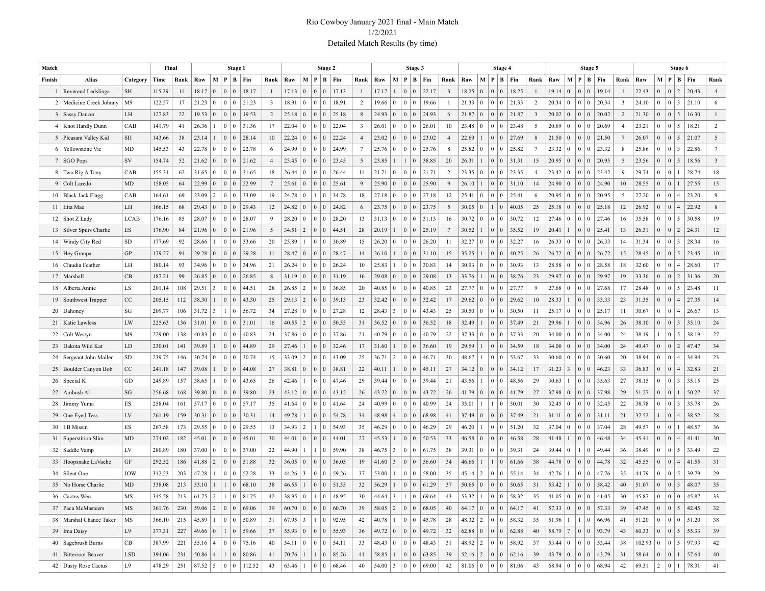# Rio Cowboy January 2021 final - Main Match

1/2/2021

Detailed Match Results (by time)

| Match | | | Final | | Stage 1 | | | | | | Stage 2 | | | | | | Stage 3 | | | | | | Stage 4 | | | | | | Stage 5 | | | | | | Stage 6 | | | | | |
|---|---|---|---|---|---|---|---|---|---|---|---|---|---|---|---|---|---|---|---|---|---|---|---|---|---|---|---|---|---|---|---|---|---|---|---|---|---|---|---|---|
| Finish | Alias | Category | Time | Rank | Raw | M | P | B | Fin | Rank | Raw | M | P | B | Fin | Rank | Raw | M | P | B | Fin | Rank | Raw | M | P | B | Fin | Rank | Raw | M | P | B | Fin | Rank | Raw | M | P | B | Fin | Rank |
| 1 | Reverend Ledslinga | SH | 115.29 | 11 | 18.17 | 0 | 0 | 0 | 18.17 | 1 | 17.13 | 0 | 0 | 0 | 17.13 | 1 | 17.17 | 1 | 0 | 0 | 22.17 | 3 | 18.25 | 0 | 0 | 0 | 18.25 | 1 | 19.14 | 0 | 0 | 0 | 19.14 | 1 | 22.43 | 0 | 0 | 2 | 20.43 | 4 |
| 2 | Medicine Creek Johnny | M9 | 122.57 | 17 | 21.23 | 0 | 0 | 0 | 21.23 | 3 | 18.91 | 0 | 0 | 0 | 18.91 | 2 | 19.66 | 0 | 0 | 0 | 19.66 | 1 | 21.33 | 0 | 0 | 0 | 21.33 | 2 | 20.34 | 0 | 0 | 0 | 20.34 | 3 | 24.10 | 0 | 0 | 3 | 21.10 | 6 |
| 3 | Sassy Dancer | LH | 127.83 | 22 | 19.53 | 0 | 0 | 0 | 19.53 | 2 | 25.18 | 0 | 0 | 0 | 25.18 | 8 | 24.93 | 0 | 0 | 0 | 24.93 | 6 | 21.87 | 0 | 0 | 0 | 21.87 | 3 | 20.02 | 0 | 0 | 0 | 20.02 | 2 | 21.30 | 0 | 0 | 5 | 16.30 | 1 |
| 4 | Knot Hardly Dunn | CAB | 141.79 | 41 | 26.36 | 1 | 0 | 0 | 31.36 | 17 | 22.04 | 0 | 0 | 0 | 22.04 | 3 | 26.01 | 0 | 0 | 0 | 26.01 | 10 | 23.48 | 0 | 0 | 0 | 23.48 | 5 | 20.69 | 0 | 0 | 0 | 20.69 | 4 | 23.21 | 0 | 0 | 5 | 18.21 | 2 |
| 5 | Pleasant Valley Kid | SH | 143.66 | 38 | 23.14 | 1 | 0 | 0 | 28.14 | 10 | 22.24 | 0 | 0 | 0 | 22.24 | 4 | 23.02 | 0 | 0 | 0 | 23.02 | 4 | 22.69 | 1 | 0 | 0 | 27.69 | 8 | 21.50 | 0 | 0 | 0 | 21.50 | 7 | 26.07 | 0 | 0 | 5 | 21.07 | 5 |
| 6 | Yellowstone Vic | MD | 145.53 | 43 | 22.78 | 0 | 0 | 0 | 22.78 | 6 | 24.99 | 0 | 0 | 0 | 24.99 | 7 | 25.76 | 0 | 0 | 0 | 25.76 | 8 | 25.82 | 0 | 0 | 0 | 25.82 | 7 | 23.32 | 0 | 0 | 0 | 23.32 | 8 | 25.86 | 0 | 0 | 3 | 22.86 | 7 |
| 7 | SGO Pops | SV | 154.74 | 52 | 21.62 | 0 | 0 | 0 | 21.62 | 4 | 23.45 | 0 | 0 | 0 | 23.45 | 5 | 23.85 | 1 | 1 | 0 | 38.85 | 20 | 26.31 | 1 | 0 | 0 | 31.31 | 15 | 20.95 | 0 | 0 | 0 | 20.95 | 5 | 23.56 | 0 | 0 | 5 | 18.56 | 3 |
| 8 | Two Rig A Tony | CAB | 155.31 | 62 | 31.65 | 0 | 0 | 0 | 31.65 | 18 | 26.44 | 0 | 0 | 0 | 26.44 | 11 | 21.71 | 0 | 0 | 0 | 21.71 | 2 | 23.35 | 0 | 0 | 0 | 23.35 | 4 | 23.42 | 0 | 0 | 0 | 23.42 | 9 | 29.74 | 0 | 0 | 1 | 28.74 | 18 |
| 9 | Colt Laredo | MD | 158.05 | 64 | 22.99 | 0 | 0 | 0 | 22.99 | 7 | 25.61 | 0 | 0 | 0 | 25.61 | 9 | 25.90 | 0 | 0 | 0 | 25.90 | 9 | 26.10 | 1 | 0 | 0 | 31.10 | 14 | 24.90 | 0 | 0 | 0 | 24.90 | 10 | 28.55 | 0 | 0 | 1 | 27.55 | 15 |
| 10 | Black Jack Flagg | CAB | 164.61 | 69 | 23.09 | 2 | 0 | 0 | 33.09 | 19 | 24.78 | 0 | 1 | 0 | 34.78 | 18 | 27.18 | 0 | 0 | 0 | 27.18 | 12 | 25.41 | 0 | 0 | 0 | 25.41 | 6 | 20.95 | 0 | 0 | 0 | 20.95 | 5 | 27.20 | 0 | 0 | 4 | 23.20 | 9 |
| 11 | Etta Mae | LH | 166.15 | 68 | 29.43 | 0 | 0 | 0 | 29.43 | 12 | 24.82 | 0 | 0 | 0 | 24.82 | 6 | 23.75 | 0 | 0 | 0 | 23.75 | 5 | 30.05 | 0 | 1 | 0 | 40.05 | 25 | 25.18 | 0 | 0 | 0 | 25.18 | 12 | 26.92 | 0 | 0 | 4 | 22.92 | 8 |
| 12 | Shot Z Lady | LCAB | 176.16 | 85 | 28.07 | 0 | 0 | 0 | 28.07 | 9 | 28.20 | 0 | 0 | 0 | 28.20 | 13 | 31.13 | 0 | 0 | 0 | 31.13 | 16 | 30.72 | 0 | 0 | 0 | 30.72 | 12 | 27.46 | 0 | 0 | 0 | 27.46 | 16 | 35.58 | 0 | 0 | 5 | 30.58 | 19 |
| 13 | Silver Spurs Charlie | ES | 176.90 | 84 | 21.96 | 0 | 0 | 0 | 21.96 | 5 | 34.51 | 2 | 0 | 0 | 44.51 | 28 | 20.19 | 1 | 0 | 0 | 25.19 | 7 | 30.52 | 1 | 0 | 0 | 35.52 | 19 | 20.41 | 1 | 0 | 0 | 25.41 | 13 | 26.31 | 0 | 0 | 2 | 24.31 | 12 |
| 14 | Windy City Red | SD | 177.69 | 92 | 28.66 | 1 | 0 | 0 | 33.66 | 20 | 25.89 | 1 | 0 | 0 | 30.89 | 15 | 26.20 | 0 | 0 | 0 | 26.20 | 11 | 32.27 | 0 | 0 | 0 | 32.27 | 16 | 26.33 | 0 | 0 | 0 | 26.33 | 14 | 31.34 | 0 | 0 | 3 | 28.34 | 16 |
| 15 | Hey Granpa | GP | 179.27 | 91 | 29.28 | 0 | 0 | 0 | 29.28 | 11 | 28.47 | 0 | 0 | 0 | 28.47 | 14 | 26.10 | 1 | 0 | 0 | 31.10 | 15 | 35.25 | 1 | 0 | 0 | 40.25 | 26 | 26.72 | 0 | 0 | 0 | 26.72 | 15 | 28.45 | 0 | 0 | 5 | 23.45 | 10 |
| 16 | Claudia Feather | LH | 180.14 | 93 | 34.96 | 0 | 0 | 0 | 34.96 | 21 | 26.24 | 0 | 0 | 0 | 26.24 | 10 | 25.83 | 1 | 0 | 0 | 30.83 | 14 | 30.93 | 0 | 0 | 0 | 30.93 | 13 | 28.58 | 0 | 0 | 0 | 28.58 | 18 | 32.60 | 0 | 0 | 4 | 28.60 | 17 |
| 17 | Marshall | CB | 187.21 | 99 | 26.85 | 0 | 0 | 0 | 26.85 | 8 | 31.19 | 0 | 0 | 0 | 31.19 | 16 | 29.08 | 0 | 0 | 0 | 29.08 | 13 | 33.76 | 1 | 0 | 0 | 38.76 | 23 | 29.97 | 0 | 0 | 0 | 29.97 | 19 | 33.36 | 0 | 0 | 2 | 31.36 | 20 |
| 18 | Alberta Annie | LS | 201.14 | 108 | 29.51 | 3 | 0 | 0 | 44.51 | 28 | 26.85 | 2 | 0 | 0 | 36.85 | 20 | 40.85 | 0 | 0 | 0 | 40.85 | 23 | 27.77 | 0 | 0 | 0 | 27.77 | 9 | 27.68 | 0 | 0 | 0 | 27.68 | 17 | 28.48 | 0 | 0 | 5 | 23.48 | 11 |
| 19 | Southwest Trapper | CC | 205.15 | 112 | 38.30 | 1 | 0 | 0 | 43.30 | 25 | 29.13 | 2 | 0 | 0 | 39.13 | 23 | 32.42 | 0 | 0 | 0 | 32.42 | 17 | 29.62 | 0 | 0 | 0 | 29.62 | 10 | 28.33 | 1 | 0 | 0 | 33.33 | 23 | 31.35 | 0 | 0 | 4 | 27.35 | 14 |
| 20 | Dahoney | SG | 209.77 | 106 | 31.72 | 3 | 1 | 0 | 56.72 | 34 | 27.28 | 0 | 0 | 0 | 27.28 | 12 | 28.43 | 3 | 0 | 0 | 43.43 | 25 | 30.50 | 0 | 0 | 0 | 30.50 | 11 | 25.17 | 0 | 0 | 0 | 25.17 | 11 | 30.67 | 0 | 0 | 4 | 26.67 | 13 |
| 21 | Katie Lawless | LW | 225.63 | 136 | 31.01 | 0 | 0 | 0 | 31.01 | 16 | 40.55 | 2 | 0 | 0 | 50.55 | 31 | 36.52 | 0 | 0 | 0 | 36.52 | 18 | 32.49 | 1 | 0 | 0 | 37.49 | 21 | 29.96 | 1 | 0 | 0 | 34.96 | 26 | 38.10 | 0 | 0 | 3 | 35.10 | 24 |
| 22 | Colt Westyn | M9 | 229.00 | 138 | 40.83 | 0 | 0 | 0 | 40.83 | 24 | 37.86 | 0 | 0 | 0 | 37.86 | 21 | 40.79 | 0 | 0 | 0 | 40.79 | 22 | 37.33 | 0 | 0 | 0 | 37.33 | 20 | 34.00 | 0 | 0 | 0 | 34.00 | 24 | 38.19 | 1 | 0 | 5 | 38.19 | 27 |
| 23 | Dakota Wild Kat | LD | 230.01 | 141 | 39.89 | 1 | 0 | 0 | 44.89 | 29 | 27.46 | 1 | 0 | 0 | 32.46 | 17 | 31.60 | 1 | 0 | 0 | 36.60 | 19 | 29.59 | 1 | 0 | 0 | 34.59 | 18 | 34.00 | 0 | 0 | 0 | 34.00 | 24 | 49.47 | 0 | 0 | 2 | 47.47 | 34 |
| 24 | Sergeant John Mailer | SD | 239.75 | 146 | 30.74 | 0 | 0 | 0 | 30.74 | 15 | 33.09 | 2 | 0 | 0 | 43.09 | 25 | 36.71 | 2 | 0 | 0 | 46.71 | 30 | 48.67 | 1 | 0 | 0 | 53.67 | 33 | 30.60 | 0 | 0 | 0 | 30.60 | 20 | 38.94 | 0 | 0 | 4 | 34.94 | 23 |
| 25 | Boulder Canyon Bob | CC | 241.18 | 147 | 39.08 | 1 | 0 | 0 | 44.08 | 27 | 38.81 | 0 | 0 | 0 | 38.81 | 22 | 40.11 | 1 | 0 | 0 | 45.11 | 27 | 34.12 | 0 | 0 | 0 | 34.12 | 17 | 31.23 | 3 | 0 | 0 | 46.23 | 33 | 36.83 | 0 | 0 | 4 | 32.83 | 21 |
| 26 | Special K | GD | 249.89 | 157 | 38.65 | 1 | 0 | 0 | 43.65 | 26 | 42.46 | 1 | 0 | 0 | 47.46 | 29 | 39.44 | 0 | 0 | 0 | 39.44 | 21 | 43.56 | 1 | 0 | 0 | 48.56 | 29 | 30.63 | 1 | 0 | 0 | 35.63 | 27 | 38.15 | 0 | 0 | 3 | 35.15 | 25 |
| 27 | Ambush Al | SG | 256.68 | 168 | 39.80 | 0 | 0 | 0 | 39.80 | 23 | 43.12 | 0 | 0 | 0 | 43.12 | 26 | 43.72 | 0 | 0 | 0 | 43.72 | 26 | 41.79 | 0 | 0 | 0 | 41.79 | 27 | 37.98 | 0 | 0 | 0 | 37.98 | 29 | 51.27 | 0 | 0 | 1 | 50.27 | 37 |
| 28 | Jimmy Yuma | ES | 258.04 | 161 | 57.17 | 0 | 0 | 0 | 57.17 | 35 | 41.64 | 0 | 0 | 0 | 41.64 | 24 | 40.99 | 0 | 0 | 0 | 40.99 | 24 | 35.01 | 1 | 1 | 0 | 50.01 | 30 | 32.45 | 0 | 0 | 0 | 32.45 | 22 | 38.78 | 0 | 0 | 3 | 35.78 | 26 |
| 29 | One Eyed Tess | LV | 261.19 | 159 | 30.31 | 0 | 0 | 0 | 30.31 | 14 | 49.78 | 1 | 0 | 0 | 54.78 | 34 | 48.98 | 4 | 0 | 0 | 68.98 | 41 | 37.49 | 0 | 0 | 0 | 37.49 | 21 | 31.11 | 0 | 0 | 0 | 31.11 | 21 | 37.52 | 1 | 0 | 4 | 38.52 | 28 |
| 30 | I B Missin | ES | 267.58 | 173 | 29.55 | 0 | 0 | 0 | 29.55 | 13 | 34.93 | 2 | 1 | 0 | 54.93 | 35 | 46.29 | 0 | 0 | 0 | 46.29 | 29 | 46.20 | 1 | 0 | 0 | 51.20 | 32 | 37.04 | 0 | 0 | 0 | 37.04 | 28 | 49.57 | 0 | 0 | 1 | 48.57 | 36 |
| 31 | Superstition Slim | MD | 274.02 | 182 | 45.01 | 0 | 0 | 0 | 45.01 | 30 | 44.01 | 0 | 0 | 0 | 44.01 | 27 | 45.53 | 1 | 0 | 0 | 50.53 | 33 | 46.58 | 0 | 0 | 0 | 46.58 | 28 | 41.48 | 1 | 0 | 0 | 46.48 | 34 | 45.41 | 0 | 0 | 4 | 41.41 | 30 |
| 32 | Saddle Vamp | LV | 280.89 | 180 | 37.00 | 0 | 0 | 0 | 37.00 | 22 | 44.90 | 1 | 1 | 0 | 59.90 | 38 | 46.75 | 3 | 0 | 0 | 61.75 | 38 | 39.31 | 0 | 0 | 0 | 39.31 | 24 | 39.44 | 0 | 1 | 0 | 49.44 | 36 | 38.49 | 0 | 0 | 5 | 33.49 | 22 |
| 33 | Hoopsnake LaVache | GF | 292.52 | 186 | 41.88 | 2 | 0 | 0 | 51.88 | 32 | 36.05 | 0 | 0 | 0 | 36.05 | 19 | 41.60 | 3 | 0 | 0 | 56.60 | 34 | 46.66 | 1 | 1 | 0 | 61.66 | 38 | 44.78 | 0 | 0 | 0 | 44.78 | 32 | 45.55 | 0 | 0 | 4 | 41.55 | 31 |
| 34 | Silent One | JOW | 312.23 | 203 | 47.28 | 1 | 0 | 0 | 52.28 | 33 | 44.26 | 3 | 0 | 0 | 59.26 | 37 | 53.00 | 1 | 0 | 0 | 58.00 | 35 | 45.14 | 2 | 0 | 0 | 55.14 | 34 | 42.76 | 1 | 0 | 0 | 47.76 | 35 | 44.79 | 0 | 0 | 5 | 39.79 | 29 |
| 35 | No Horse Charlie | MD | 338.08 | 213 | 53.10 | 1 | 1 | 0 | 68.10 | 38 | 46.55 | 1 | 0 | 0 | 51.55 | 32 | 56.29 | 1 | 0 | 0 | 61.29 | 37 | 50.65 | 0 | 0 | 0 | 50.65 | 31 | 53.42 | 1 | 0 | 0 | 58.42 | 40 | 51.07 | 0 | 0 | 3 | 48.07 | 35 |
| 36 | Cactus Wen | MS | 345.58 | 213 | 61.75 | 2 | 1 | 0 | 81.75 | 42 | 38.95 | 0 | 1 | 0 | 48.95 | 30 | 44.64 | 3 | 1 | 0 | 69.64 | 43 | 53.32 | 1 | 0 | 0 | 58.32 | 35 | 41.05 | 0 | 0 | 0 | 41.05 | 30 | 45.87 | 0 | 0 | 0 | 45.87 | 33 |
| 37 | Paca McMasteers | MS | 361.76 | 230 | 59.06 | 2 | 0 | 0 | 69.06 | 39 | 60.70 | 0 | 0 | 0 | 60.70 | 39 | 58.05 | 2 | 0 | 0 | 68.05 | 40 | 64.17 | 0 | 0 | 0 | 64.17 | 41 | 57.33 | 0 | 0 | 0 | 57.33 | 39 | 47.45 | 0 | 0 | 5 | 42.45 | 32 |
| 38 | Marshal Chance Taker | MS | 366.10 | 215 | 45.89 | 1 | 0 | 0 | 50.89 | 31 | 67.95 | 3 | 1 | 0 | 92.95 | 42 | 40.78 | 1 | 0 | 0 | 45.78 | 28 | 48.32 | 2 | 0 | 0 | 58.32 | 35 | 51.96 | 1 | 1 | 0 | 66.96 | 41 | 51.20 | 0 | 0 | 0 | 51.20 | 38 |
| 39 | Ima Daisy | L9 | 377.31 | 227 | 49.66 | 0 | 1 | 0 | 59.66 | 37 | 55.93 | 0 | 0 | 0 | 55.93 | 36 | 49.72 | 0 | 0 | 0 | 49.72 | 32 | 62.88 | 0 | 0 | 0 | 62.88 | 40 | 58.79 | 7 | 0 | 0 | 93.79 | 43 | 60.33 | 0 | 0 | 5 | 55.33 | 39 |
| 40 | Sagebrush Burns | CB | 387.99 | 221 | 55.16 | 4 | 0 | 0 | 75.16 | 40 | 54.11 | 0 | 0 | 0 | 54.11 | 33 | 48.43 | 0 | 0 | 0 | 48.43 | 31 | 48.92 | 2 | 0 | 0 | 58.92 | 37 | 53.44 | 0 | 0 | 0 | 53.44 | 38 | 102.93 | 0 | 0 | 5 | 97.93 | 42 |
| 41 | Bitterroot Beaver | LSD | 394.06 | 231 | 50.86 | 4 | 1 | 0 | 80.86 | 41 | 70.76 | 1 | 1 | 0 | 85.76 | 41 | 58.85 | 1 | 0 | 0 | 63.85 | 39 | 52.16 | 2 | 0 | 0 | 62.16 | 39 | 43.79 | 0 | 0 | 0 | 43.79 | 31 | 58.64 | 0 | 0 | 1 | 57.64 | 40 |
| 42 | Dusty Rose Cactus | L9 | 478.29 | 251 | 87.52 | 5 | 0 | 0 | 112.52 | 43 | 63.46 | 1 | 0 | 0 | 68.46 | 40 | 54.00 | 3 | 0 | 0 | 69.00 | 42 | 81.06 | 0 | 0 | 0 | 81.06 | 43 | 68.94 | 0 | 0 | 0 | 68.94 | 42 | 69.31 | 2 | 0 | 1 | 78.31 | 41 |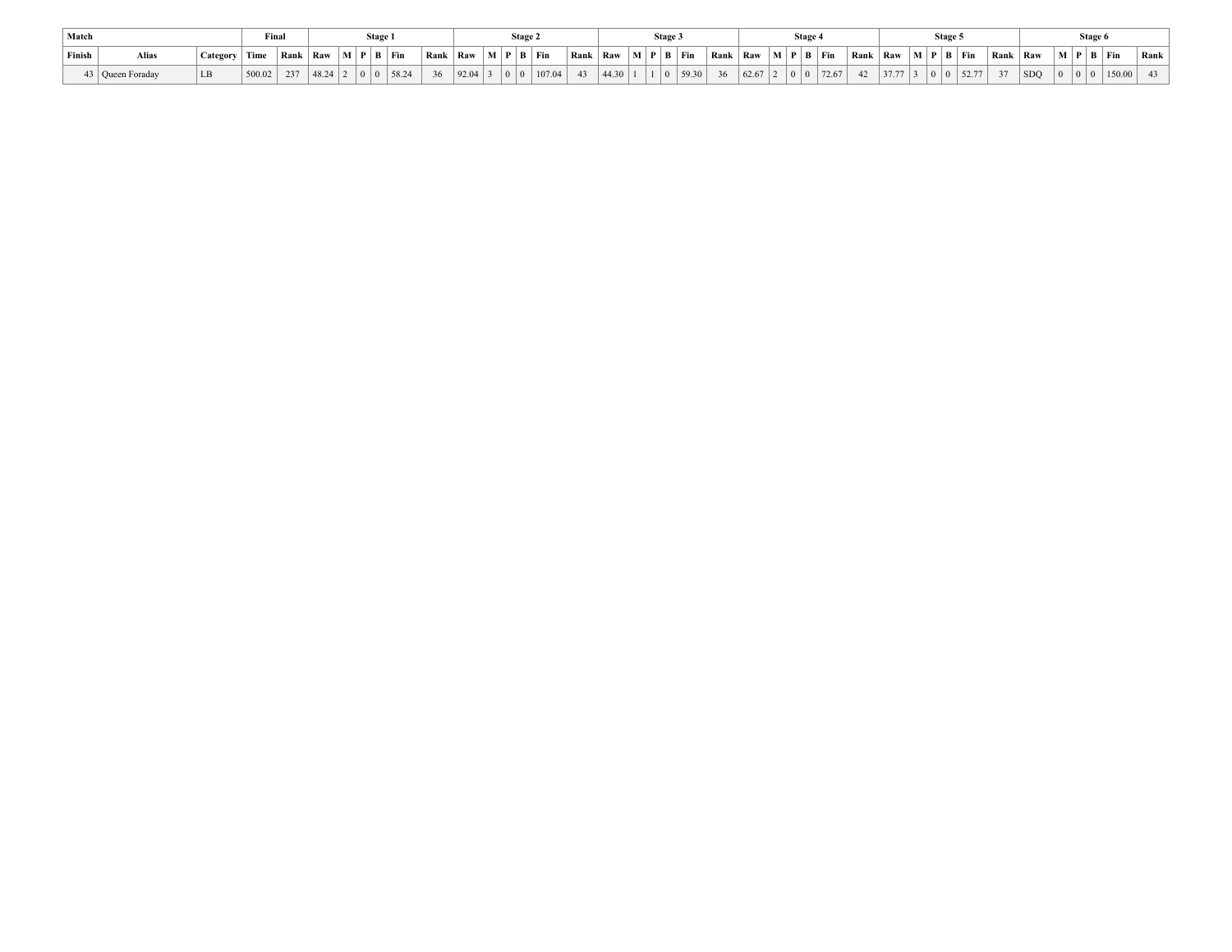| Match | | | Final | | Stage 1 | | | | | | Stage 2 | | | | | | Stage 3 | | | | | | Stage 4 | | | | | | Stage 5 | | | | | | Stage 6 | | | | | |
|---|---|---|---|---|---|---|---|---|---|---|---|---|---|---|---|---|---|---|---|---|---|---|---|---|---|---|---|---|---|---|---|---|---|---|---|---|---|---|---|---|
| Finish | Alias | Category | Time | Rank | Raw | M | P | B | Fin | Rank | Raw | M | P | B | Fin | Rank | Raw | M | P | B | Fin | Rank | Raw | M | P | B | Fin | Rank | Raw | M | P | B | Fin | Rank | Raw | M | P | B | Fin | Rank |
| 43 | Queen Foraday | LB | 500.02 | 237 | 48.24 | 2 | 0 | 0 | 58.24 | 36 | 92.04 | 3 | 0 | 0 | 107.04 | 43 | 44.30 | 1 | 1 | 0 | 59.30 | 36 | 62.67 | 2 | 0 | 0 | 72.67 | 42 | 37.77 | 3 | 0 | 0 | 52.77 | 37 | SDQ | 0 | 0 | 0 | 150.00 | 43 |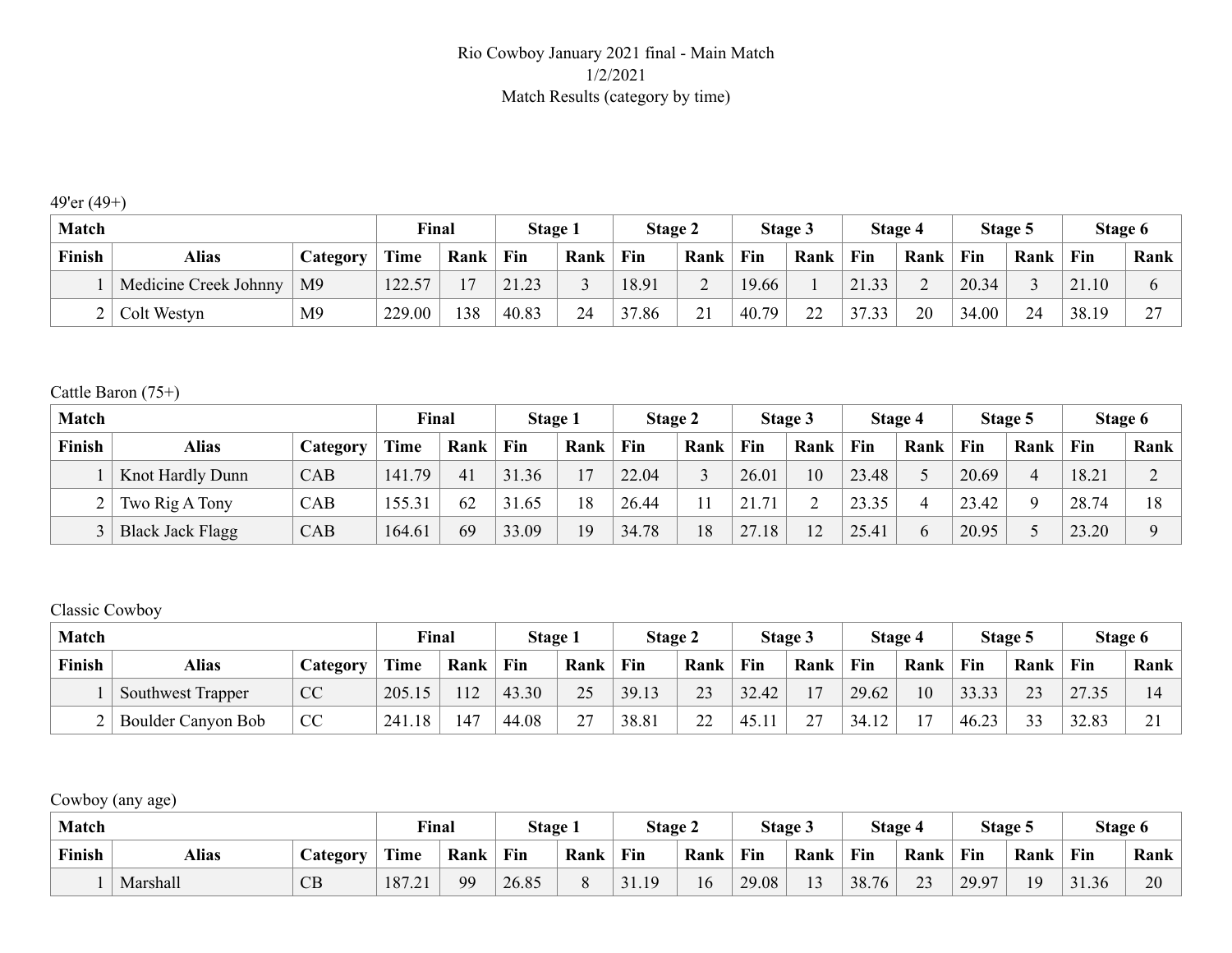Rio Cowboy January 2021 final - Main Match
1/2/2021
Match Results (category by time)

49'er (49+)

| Match | | | Final | | Stage 1 | | Stage 2 | | Stage 3 | | Stage 4 | | Stage 5 | | Stage 6 | |
|---|---|---|---|---|---|---|---|---|---|---|---|---|---|---|---|---|
| Finish | Alias | Category | Time | Rank | Fin | Rank | Fin | Rank | Fin | Rank | Fin | Rank | Fin | Rank | Fin | Rank |
| 1 | Medicine Creek Johnny | M9 | 122.57 | 17 | 21.23 | 3 | 18.91 | 2 | 19.66 | 1 | 21.33 | 2 | 20.34 | 3 | 21.10 | 6 |
| 2 | Colt Westyn | M9 | 229.00 | 138 | 40.83 | 24 | 37.86 | 21 | 40.79 | 22 | 37.33 | 20 | 34.00 | 24 | 38.19 | 27 |

Cattle Baron (75+)

| Match | | | Final | | Stage 1 | | Stage 2 | | Stage 3 | | Stage 4 | | Stage 5 | | Stage 6 | |
|---|---|---|---|---|---|---|---|---|---|---|---|---|---|---|---|---|
| Finish | Alias | Category | Time | Rank | Fin | Rank | Fin | Rank | Fin | Rank | Fin | Rank | Fin | Rank | Fin | Rank |
| 1 | Knot Hardly Dunn | CAB | 141.79 | 41 | 31.36 | 17 | 22.04 | 3 | 26.01 | 10 | 23.48 | 5 | 20.69 | 4 | 18.21 | 2 |
| 2 | Two Rig A Tony | CAB | 155.31 | 62 | 31.65 | 18 | 26.44 | 11 | 21.71 | 2 | 23.35 | 4 | 23.42 | 9 | 28.74 | 18 |
| 3 | Black Jack Flagg | CAB | 164.61 | 69 | 33.09 | 19 | 34.78 | 18 | 27.18 | 12 | 25.41 | 6 | 20.95 | 5 | 23.20 | 9 |

Classic Cowboy

| Match | | | Final | | Stage 1 | | Stage 2 | | Stage 3 | | Stage 4 | | Stage 5 | | Stage 6 | |
|---|---|---|---|---|---|---|---|---|---|---|---|---|---|---|---|---|
| Finish | Alias | Category | Time | Rank | Fin | Rank | Fin | Rank | Fin | Rank | Fin | Rank | Fin | Rank | Fin | Rank |
| 1 | Southwest Trapper | CC | 205.15 | 112 | 43.30 | 25 | 39.13 | 23 | 32.42 | 17 | 29.62 | 10 | 33.33 | 23 | 27.35 | 14 |
| 2 | Boulder Canyon Bob | CC | 241.18 | 147 | 44.08 | 27 | 38.81 | 22 | 45.11 | 27 | 34.12 | 17 | 46.23 | 33 | 32.83 | 21 |

Cowboy (any age)

| Match | | | Final | | Stage 1 | | Stage 2 | | Stage 3 | | Stage 4 | | Stage 5 | | Stage 6 | |
|---|---|---|---|---|---|---|---|---|---|---|---|---|---|---|---|---|
| Finish | Alias | Category | Time | Rank | Fin | Rank | Fin | Rank | Fin | Rank | Fin | Rank | Fin | Rank | Fin | Rank |
| 1 | Marshall | CB | 187.21 | 99 | 26.85 | 8 | 31.19 | 16 | 29.08 | 13 | 38.76 | 23 | 29.97 | 19 | 31.36 | 20 |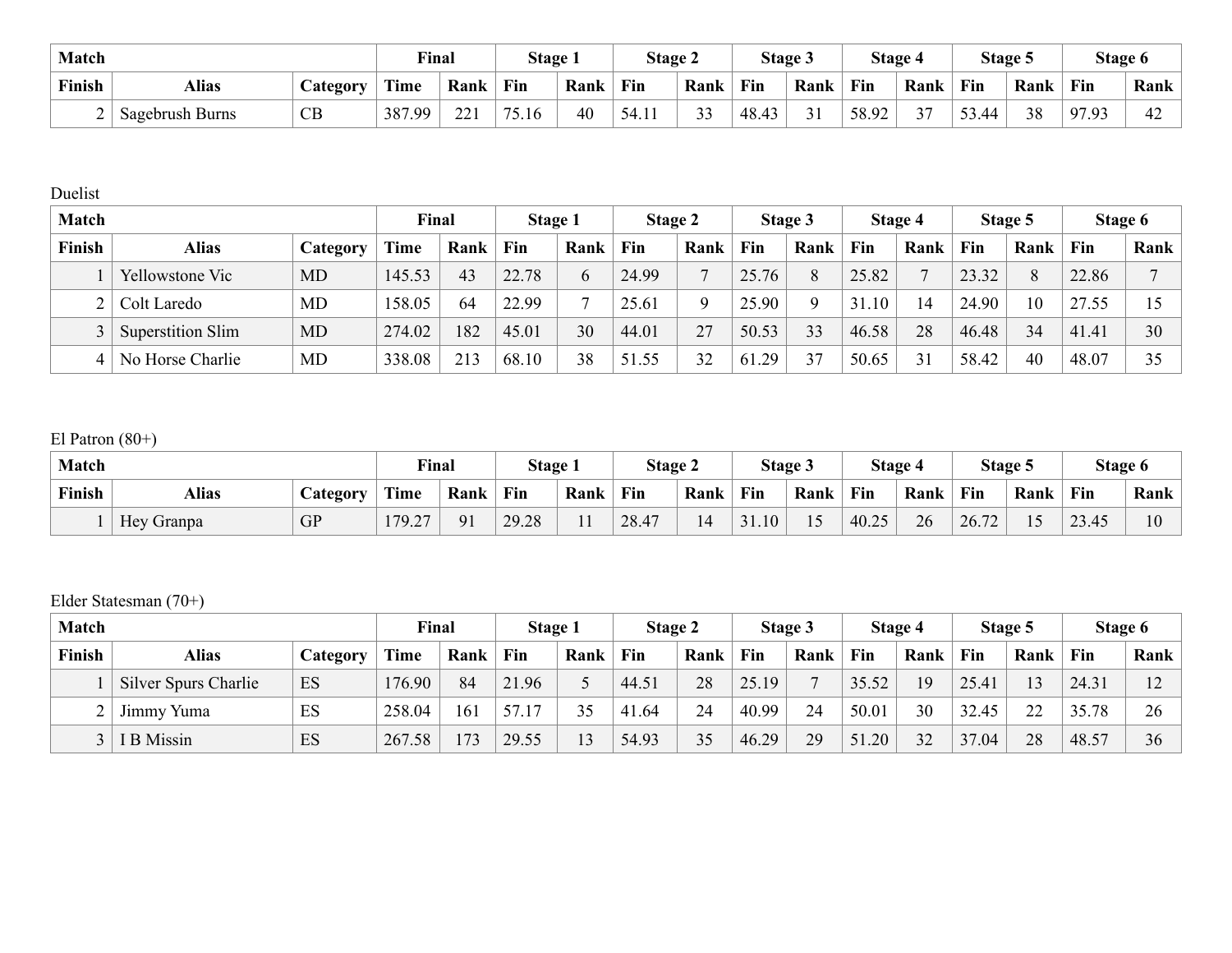| Match | | | Final | | Stage 1 | | Stage 2 | | Stage 3 | | Stage 4 | | Stage 5 | | Stage 6 | |
|---|---|---|---|---|---|---|---|---|---|---|---|---|---|---|---|---|
| Finish | Alias | Category | Time | Rank | Fin | Rank | Fin | Rank | Fin | Rank | Fin | Rank | Fin | Rank | Fin | Rank |
| 2 | Sagebrush Burns | CB | 387.99 | 221 | 75.16 | 40 | 54.11 | 33 | 48.43 | 31 | 58.92 | 37 | 53.44 | 38 | 97.93 | 42 |

Duelist

| Match | | | Final | | Stage 1 | | Stage 2 | | Stage 3 | | Stage 4 | | Stage 5 | | Stage 6 | |
|---|---|---|---|---|---|---|---|---|---|---|---|---|---|---|---|---|
| Finish | Alias | Category | Time | Rank | Fin | Rank | Fin | Rank | Fin | Rank | Fin | Rank | Fin | Rank | Fin | Rank |
| 1 | Yellowstone Vic | MD | 145.53 | 43 | 22.78 | 6 | 24.99 | 7 | 25.76 | 8 | 25.82 | 7 | 23.32 | 8 | 22.86 | 7 |
| 2 | Colt Laredo | MD | 158.05 | 64 | 22.99 | 7 | 25.61 | 9 | 25.90 | 9 | 31.10 | 14 | 24.90 | 10 | 27.55 | 15 |
| 3 | Superstition Slim | MD | 274.02 | 182 | 45.01 | 30 | 44.01 | 27 | 50.53 | 33 | 46.58 | 28 | 46.48 | 34 | 41.41 | 30 |
| 4 | No Horse Charlie | MD | 338.08 | 213 | 68.10 | 38 | 51.55 | 32 | 61.29 | 37 | 50.65 | 31 | 58.42 | 40 | 48.07 | 35 |

El Patron (80+)

| Match | | | Final | | Stage 1 | | Stage 2 | | Stage 3 | | Stage 4 | | Stage 5 | | Stage 6 | |
|---|---|---|---|---|---|---|---|---|---|---|---|---|---|---|---|---|
| Finish | Alias | Category | Time | Rank | Fin | Rank | Fin | Rank | Fin | Rank | Fin | Rank | Fin | Rank | Fin | Rank |
| 1 | Hey Granpa | GP | 179.27 | 91 | 29.28 | 11 | 28.47 | 14 | 31.10 | 15 | 40.25 | 26 | 26.72 | 15 | 23.45 | 10 |

Elder Statesman (70+)

| Match | | | Final | | Stage 1 | | Stage 2 | | Stage 3 | | Stage 4 | | Stage 5 | | Stage 6 | |
|---|---|---|---|---|---|---|---|---|---|---|---|---|---|---|---|---|
| Finish | Alias | Category | Time | Rank | Fin | Rank | Fin | Rank | Fin | Rank | Fin | Rank | Fin | Rank | Fin | Rank |
| 1 | Silver Spurs Charlie | ES | 176.90 | 84 | 21.96 | 5 | 44.51 | 28 | 25.19 | 7 | 35.52 | 19 | 25.41 | 13 | 24.31 | 12 |
| 2 | Jimmy Yuma | ES | 258.04 | 161 | 57.17 | 35 | 41.64 | 24 | 40.99 | 24 | 50.01 | 30 | 32.45 | 22 | 35.78 | 26 |
| 3 | I B Missin | ES | 267.58 | 173 | 29.55 | 13 | 54.93 | 35 | 46.29 | 29 | 51.20 | 32 | 37.04 | 28 | 48.57 | 36 |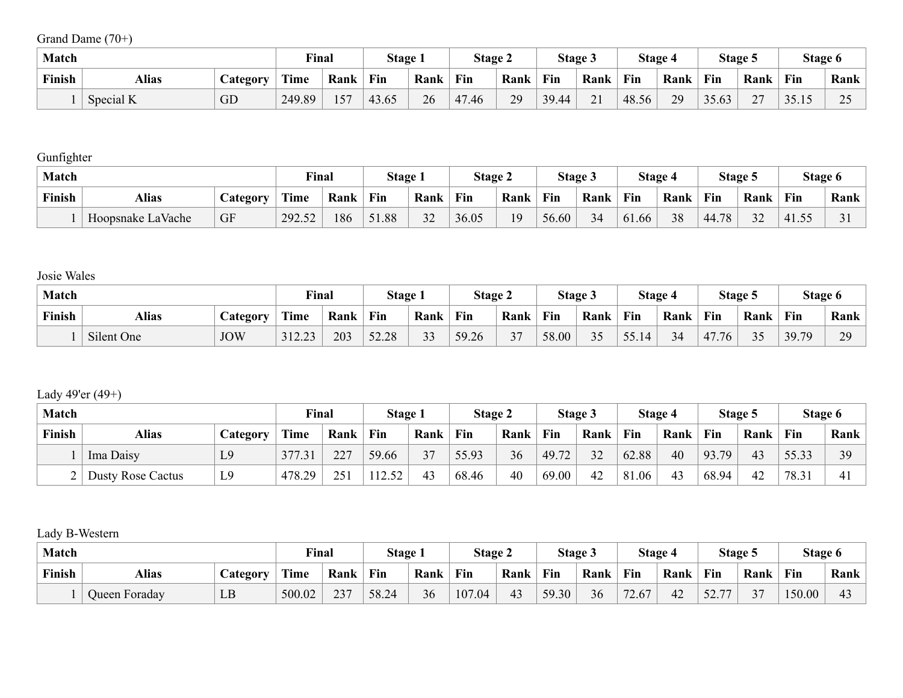Grand Dame (70+)

| Match | | | Final | | Stage 1 | | Stage 2 | | Stage 3 | | Stage 4 | | Stage 5 | | Stage 6 | |
|---|---|---|---|---|---|---|---|---|---|---|---|---|---|---|---|---|
| Finish | Alias | Category | Time | Rank | Fin | Rank | Fin | Rank | Fin | Rank | Fin | Rank | Fin | Rank | Fin | Rank |
| 1 | Special K | GD | 249.89 | 157 | 43.65 | 26 | 47.46 | 29 | 39.44 | 21 | 48.56 | 29 | 35.63 | 27 | 35.15 | 25 |

Gunfighter

| Match | | | Final | | Stage 1 | | Stage 2 | | Stage 3 | | Stage 4 | | Stage 5 | | Stage 6 | |
|---|---|---|---|---|---|---|---|---|---|---|---|---|---|---|---|---|
| Finish | Alias | Category | Time | Rank | Fin | Rank | Fin | Rank | Fin | Rank | Fin | Rank | Fin | Rank | Fin | Rank |
| 1 | Hoopsnake LaVache | GF | 292.52 | 186 | 51.88 | 32 | 36.05 | 19 | 56.60 | 34 | 61.66 | 38 | 44.78 | 32 | 41.55 | 31 |

Josie Wales

| Match | | | Final | | Stage 1 | | Stage 2 | | Stage 3 | | Stage 4 | | Stage 5 | | Stage 6 | |
|---|---|---|---|---|---|---|---|---|---|---|---|---|---|---|---|---|
| Finish | Alias | Category | Time | Rank | Fin | Rank | Fin | Rank | Fin | Rank | Fin | Rank | Fin | Rank | Fin | Rank |
| 1 | Silent One | JOW | 312.23 | 203 | 52.28 | 33 | 59.26 | 37 | 58.00 | 35 | 55.14 | 34 | 47.76 | 35 | 39.79 | 29 |

Lady 49'er (49+)

| Match | | | Final | | Stage 1 | | Stage 2 | | Stage 3 | | Stage 4 | | Stage 5 | | Stage 6 | |
|---|---|---|---|---|---|---|---|---|---|---|---|---|---|---|---|---|
| Finish | Alias | Category | Time | Rank | Fin | Rank | Fin | Rank | Fin | Rank | Fin | Rank | Fin | Rank | Fin | Rank |
| 1 | Ima Daisy | L9 | 377.31 | 227 | 59.66 | 37 | 55.93 | 36 | 49.72 | 32 | 62.88 | 40 | 93.79 | 43 | 55.33 | 39 |
| 2 | Dusty Rose Cactus | L9 | 478.29 | 251 | 112.52 | 43 | 68.46 | 40 | 69.00 | 42 | 81.06 | 43 | 68.94 | 42 | 78.31 | 41 |

Lady B-Western

| Match | | | Final | | Stage 1 | | Stage 2 | | Stage 3 | | Stage 4 | | Stage 5 | | Stage 6 | |
|---|---|---|---|---|---|---|---|---|---|---|---|---|---|---|---|---|
| Finish | Alias | Category | Time | Rank | Fin | Rank | Fin | Rank | Fin | Rank | Fin | Rank | Fin | Rank | Fin | Rank |
| 1 | Queen Foraday | LB | 500.02 | 237 | 58.24 | 36 | 107.04 | 43 | 59.30 | 36 | 72.67 | 42 | 52.77 | 37 | 150.00 | 43 |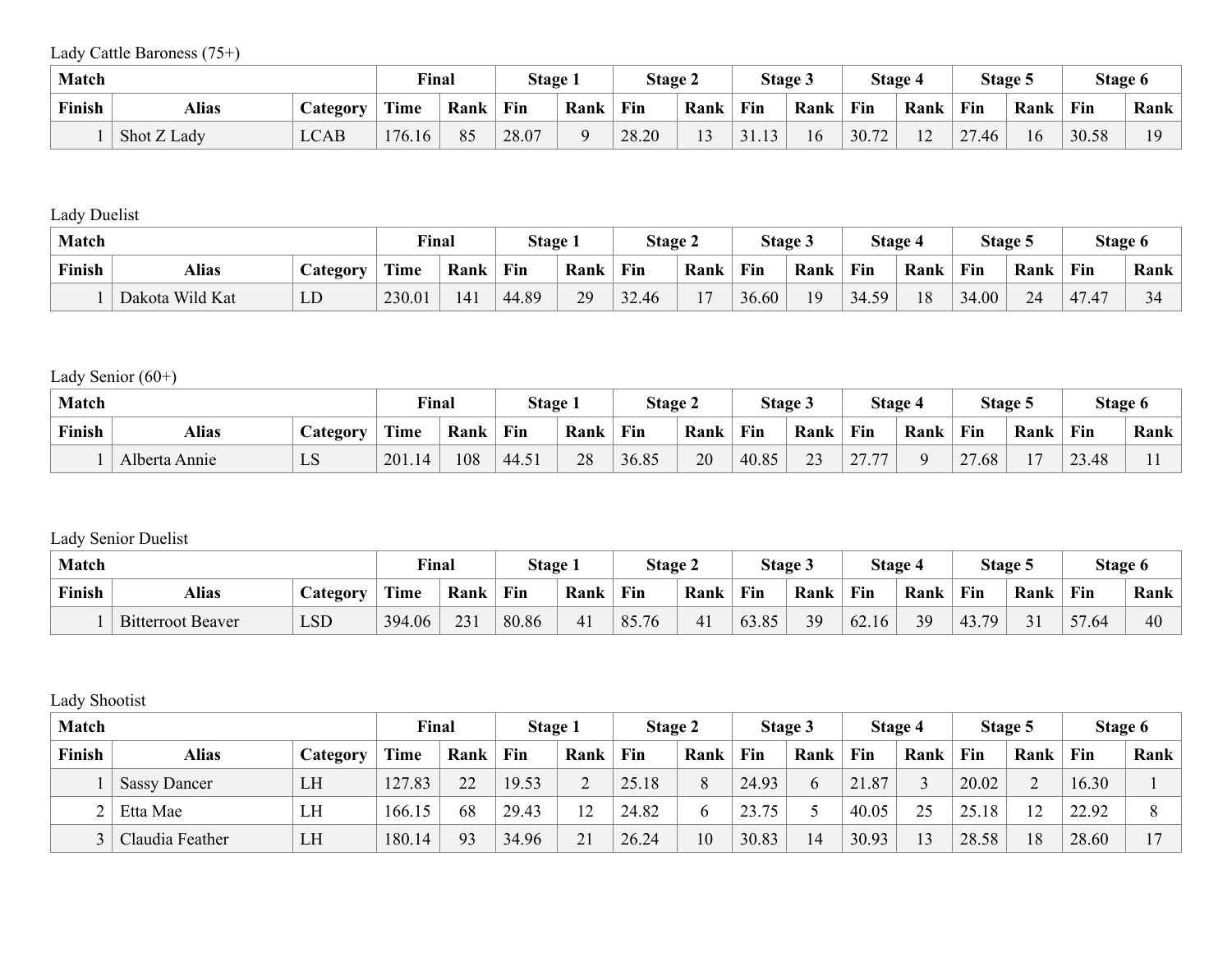Lady Cattle Baroness (75+)

| Match | | | Final | | Stage 1 | | Stage 2 | | Stage 3 | | Stage 4 | | Stage 5 | | Stage 6 | |
|---|---|---|---|---|---|---|---|---|---|---|---|---|---|---|---|---|
| Finish | Alias | Category | Time | Rank | Fin | Rank | Fin | Rank | Fin | Rank | Fin | Rank | Fin | Rank | Fin | Rank |
| 1 | Shot Z Lady | LCAB | 176.16 | 85 | 28.07 | 9 | 28.20 | 13 | 31.13 | 16 | 30.72 | 12 | 27.46 | 16 | 30.58 | 19 |

Lady Duelist

| Match | | | Final | | Stage 1 | | Stage 2 | | Stage 3 | | Stage 4 | | Stage 5 | | Stage 6 | |
|---|---|---|---|---|---|---|---|---|---|---|---|---|---|---|---|---|
| Finish | Alias | Category | Time | Rank | Fin | Rank | Fin | Rank | Fin | Rank | Fin | Rank | Fin | Rank | Fin | Rank |
| 1 | Dakota Wild Kat | LD | 230.01 | 141 | 44.89 | 29 | 32.46 | 17 | 36.60 | 19 | 34.59 | 18 | 34.00 | 24 | 47.47 | 34 |

Lady Senior (60+)

| Match | | | Final | | Stage 1 | | Stage 2 | | Stage 3 | | Stage 4 | | Stage 5 | | Stage 6 | |
|---|---|---|---|---|---|---|---|---|---|---|---|---|---|---|---|---|
| Finish | Alias | Category | Time | Rank | Fin | Rank | Fin | Rank | Fin | Rank | Fin | Rank | Fin | Rank | Fin | Rank |
| 1 | Alberta Annie | LS | 201.14 | 108 | 44.51 | 28 | 36.85 | 20 | 40.85 | 23 | 27.77 | 9 | 27.68 | 17 | 23.48 | 11 |

Lady Senior Duelist

| Match | | | Final | | Stage 1 | | Stage 2 | | Stage 3 | | Stage 4 | | Stage 5 | | Stage 6 | |
|---|---|---|---|---|---|---|---|---|---|---|---|---|---|---|---|---|
| Finish | Alias | Category | Time | Rank | Fin | Rank | Fin | Rank | Fin | Rank | Fin | Rank | Fin | Rank | Fin | Rank |
| 1 | Bitterroot Beaver | LSD | 394.06 | 231 | 80.86 | 41 | 85.76 | 41 | 63.85 | 39 | 62.16 | 39 | 43.79 | 31 | 57.64 | 40 |

Lady Shootist

| Match | | | Final | | Stage 1 | | Stage 2 | | Stage 3 | | Stage 4 | | Stage 5 | | Stage 6 | |
|---|---|---|---|---|---|---|---|---|---|---|---|---|---|---|---|---|
| Finish | Alias | Category | Time | Rank | Fin | Rank | Fin | Rank | Fin | Rank | Fin | Rank | Fin | Rank | Fin | Rank |
| 1 | Sassy Dancer | LH | 127.83 | 22 | 19.53 | 2 | 25.18 | 8 | 24.93 | 6 | 21.87 | 3 | 20.02 | 2 | 16.30 | 1 |
| 2 | Etta Mae | LH | 166.15 | 68 | 29.43 | 12 | 24.82 | 6 | 23.75 | 5 | 40.05 | 25 | 25.18 | 12 | 22.92 | 8 |
| 3 | Claudia Feather | LH | 180.14 | 93 | 34.96 | 21 | 26.24 | 10 | 30.83 | 14 | 30.93 | 13 | 28.58 | 18 | 28.60 | 17 |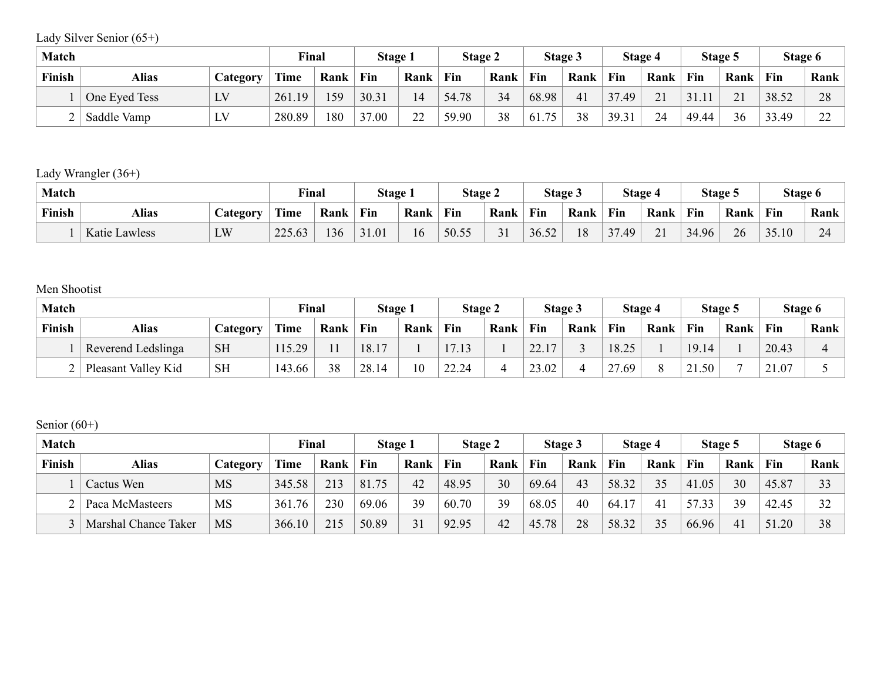Lady Silver Senior (65+)

| Match | | | Final | | Stage 1 | | Stage 2 | | Stage 3 | | Stage 4 | | Stage 5 | | Stage 6 | |
|---|---|---|---|---|---|---|---|---|---|---|---|---|---|---|---|---|
| Finish | Alias | Category | Time | Rank | Fin | Rank | Fin | Rank | Fin | Rank | Fin | Rank | Fin | Rank | Fin | Rank |
| 1 | One Eyed Tess | LV | 261.19 | 159 | 30.31 | 14 | 54.78 | 34 | 68.98 | 41 | 37.49 | 21 | 31.11 | 21 | 38.52 | 28 |
| 2 | Saddle Vamp | LV | 280.89 | 180 | 37.00 | 22 | 59.90 | 38 | 61.75 | 38 | 39.31 | 24 | 49.44 | 36 | 33.49 | 22 |

Lady Wrangler (36+)

| Match | | | Final | | Stage 1 | | Stage 2 | | Stage 3 | | Stage 4 | | Stage 5 | | Stage 6 | |
|---|---|---|---|---|---|---|---|---|---|---|---|---|---|---|---|---|
| Finish | Alias | Category | Time | Rank | Fin | Rank | Fin | Rank | Fin | Rank | Fin | Rank | Fin | Rank | Fin | Rank |
| 1 | Katie Lawless | LW | 225.63 | 136 | 31.01 | 16 | 50.55 | 31 | 36.52 | 18 | 37.49 | 21 | 34.96 | 26 | 35.10 | 24 |

Men Shootist

| Match | | | Final | | Stage 1 | | Stage 2 | | Stage 3 | | Stage 4 | | Stage 5 | | Stage 6 | |
|---|---|---|---|---|---|---|---|---|---|---|---|---|---|---|---|---|
| Finish | Alias | Category | Time | Rank | Fin | Rank | Fin | Rank | Fin | Rank | Fin | Rank | Fin | Rank | Fin | Rank |
| 1 | Reverend Ledslinga | SH | 115.29 | 11 | 18.17 | 1 | 17.13 | 1 | 22.17 | 3 | 18.25 | 1 | 19.14 | 1 | 20.43 | 4 |
| 2 | Pleasant Valley Kid | SH | 143.66 | 38 | 28.14 | 10 | 22.24 | 4 | 23.02 | 4 | 27.69 | 8 | 21.50 | 7 | 21.07 | 5 |

Senior (60+)

| Match | | | Final | | Stage 1 | | Stage 2 | | Stage 3 | | Stage 4 | | Stage 5 | | Stage 6 | |
|---|---|---|---|---|---|---|---|---|---|---|---|---|---|---|---|---|
| Finish | Alias | Category | Time | Rank | Fin | Rank | Fin | Rank | Fin | Rank | Fin | Rank | Fin | Rank | Fin | Rank |
| 1 | Cactus Wen | MS | 345.58 | 213 | 81.75 | 42 | 48.95 | 30 | 69.64 | 43 | 58.32 | 35 | 41.05 | 30 | 45.87 | 33 |
| 2 | Paca McMasteers | MS | 361.76 | 230 | 69.06 | 39 | 60.70 | 39 | 68.05 | 40 | 64.17 | 41 | 57.33 | 39 | 42.45 | 32 |
| 3 | Marshal Chance Taker | MS | 366.10 | 215 | 50.89 | 31 | 92.95 | 42 | 45.78 | 28 | 58.32 | 35 | 66.96 | 41 | 51.20 | 38 |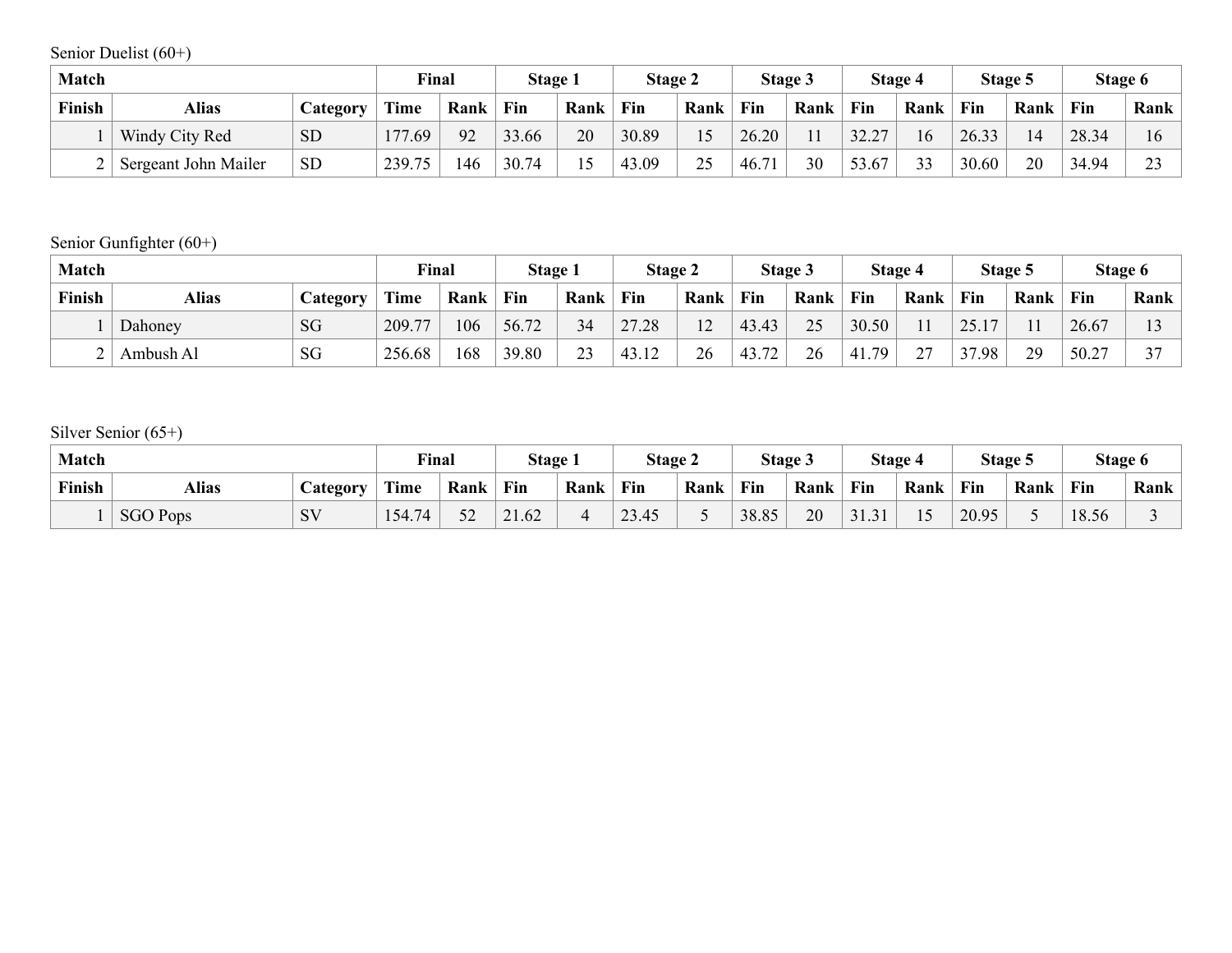Senior Duelist (60+)

| Match | | | Final | | Stage 1 | | Stage 2 | | Stage 3 | | Stage 4 | | Stage 5 | | Stage 6 | |
|---|---|---|---|---|---|---|---|---|---|---|---|---|---|---|---|---|
| Finish | Alias | Category | Time | Rank | Fin | Rank | Fin | Rank | Fin | Rank | Fin | Rank | Fin | Rank | Fin | Rank |
| 1 | Windy City Red | SD | 177.69 | 92 | 33.66 | 20 | 30.89 | 15 | 26.20 | 11 | 32.27 | 16 | 26.33 | 14 | 28.34 | 16 |
| 2 | Sergeant John Mailer | SD | 239.75 | 146 | 30.74 | 15 | 43.09 | 25 | 46.71 | 30 | 53.67 | 33 | 30.60 | 20 | 34.94 | 23 |

Senior Gunfighter (60+)

| Match | | | Final | | Stage 1 | | Stage 2 | | Stage 3 | | Stage 4 | | Stage 5 | | Stage 6 | |
|---|---|---|---|---|---|---|---|---|---|---|---|---|---|---|---|---|
| Finish | Alias | Category | Time | Rank | Fin | Rank | Fin | Rank | Fin | Rank | Fin | Rank | Fin | Rank | Fin | Rank |
| 1 | Dahoney | SG | 209.77 | 106 | 56.72 | 34 | 27.28 | 12 | 43.43 | 25 | 30.50 | 11 | 25.17 | 11 | 26.67 | 13 |
| 2 | Ambush Al | SG | 256.68 | 168 | 39.80 | 23 | 43.12 | 26 | 43.72 | 26 | 41.79 | 27 | 37.98 | 29 | 50.27 | 37 |

Silver Senior (65+)

| Match | | | Final | | Stage 1 | | Stage 2 | | Stage 3 | | Stage 4 | | Stage 5 | | Stage 6 | |
|---|---|---|---|---|---|---|---|---|---|---|---|---|---|---|---|---|
| Finish | Alias | Category | Time | Rank | Fin | Rank | Fin | Rank | Fin | Rank | Fin | Rank | Fin | Rank | Fin | Rank |
| 1 | SGO Pops | SV | 154.74 | 52 | 21.62 | 4 | 23.45 | 5 | 38.85 | 20 | 31.31 | 15 | 20.95 | 5 | 18.56 | 3 |